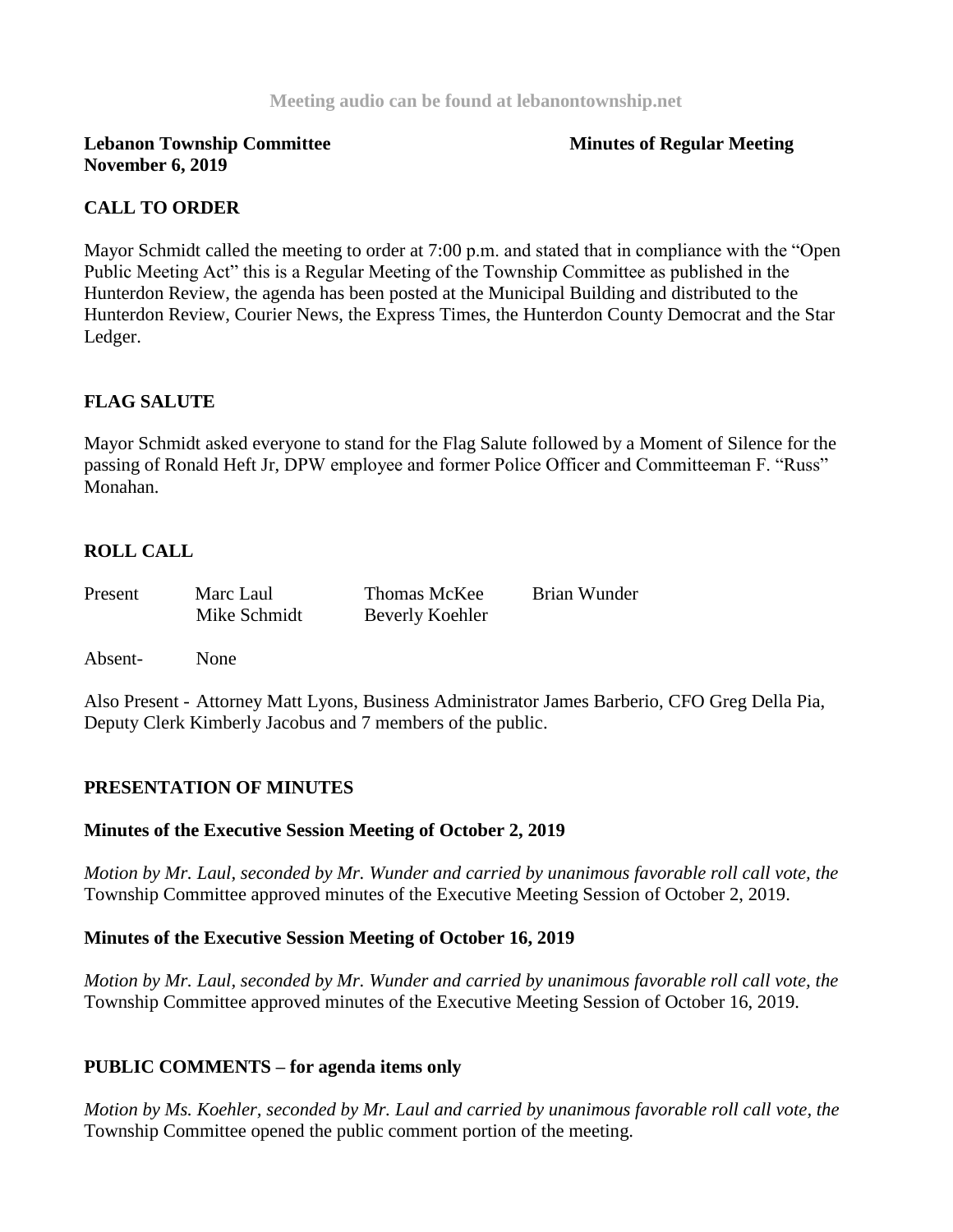Meeting audio can be found at lebanontownship.net

**Lebanon Township Committee** **Minutes of Regular Meeting**
**November 6, 2019**

## CALL TO ORDER

Mayor Schmidt called the meeting to order at 7:00 p.m. and stated that in compliance with the "Open Public Meeting Act" this is a Regular Meeting of the Township Committee as published in the Hunterdon Review, the agenda has been posted at the Municipal Building and distributed to the Hunterdon Review, Courier News, the Express Times, the Hunterdon County Democrat and the Star Ledger.

## FLAG SALUTE

Mayor Schmidt asked everyone to stand for the Flag Salute followed by a Moment of Silence for the passing of Ronald Heft Jr, DPW employee and former Police Officer and Committeeman F. "Russ" Monahan.

## ROLL CALL

| Present | Marc Laul | Thomas McKee | Brian Wunder |
|---|---|---|---|
| | Mike Schmidt | Beverly Koehler | |

Absent- None

Also Present - Attorney Matt Lyons, Business Administrator James Barberio, CFO Greg Della Pia, Deputy Clerk Kimberly Jacobus and 7 members of the public.

## PRESENTATION OF MINUTES

### Minutes of the Executive Session Meeting of October 2, 2019

*Motion by Mr. Laul, seconded by Mr. Wunder and carried by unanimous favorable roll call vote, the* Township Committee approved minutes of the Executive Meeting Session of October 2, 2019.

### Minutes of the Executive Session Meeting of October 16, 2019

*Motion by Mr. Laul, seconded by Mr. Wunder and carried by unanimous favorable roll call vote, the* Township Committee approved minutes of the Executive Meeting Session of October 16, 2019.

## PUBLIC COMMENTS – for agenda items only

*Motion by Ms. Koehler, seconded by Mr. Laul and carried by unanimous favorable roll call vote, the* Township Committee opened the public comment portion of the meeting.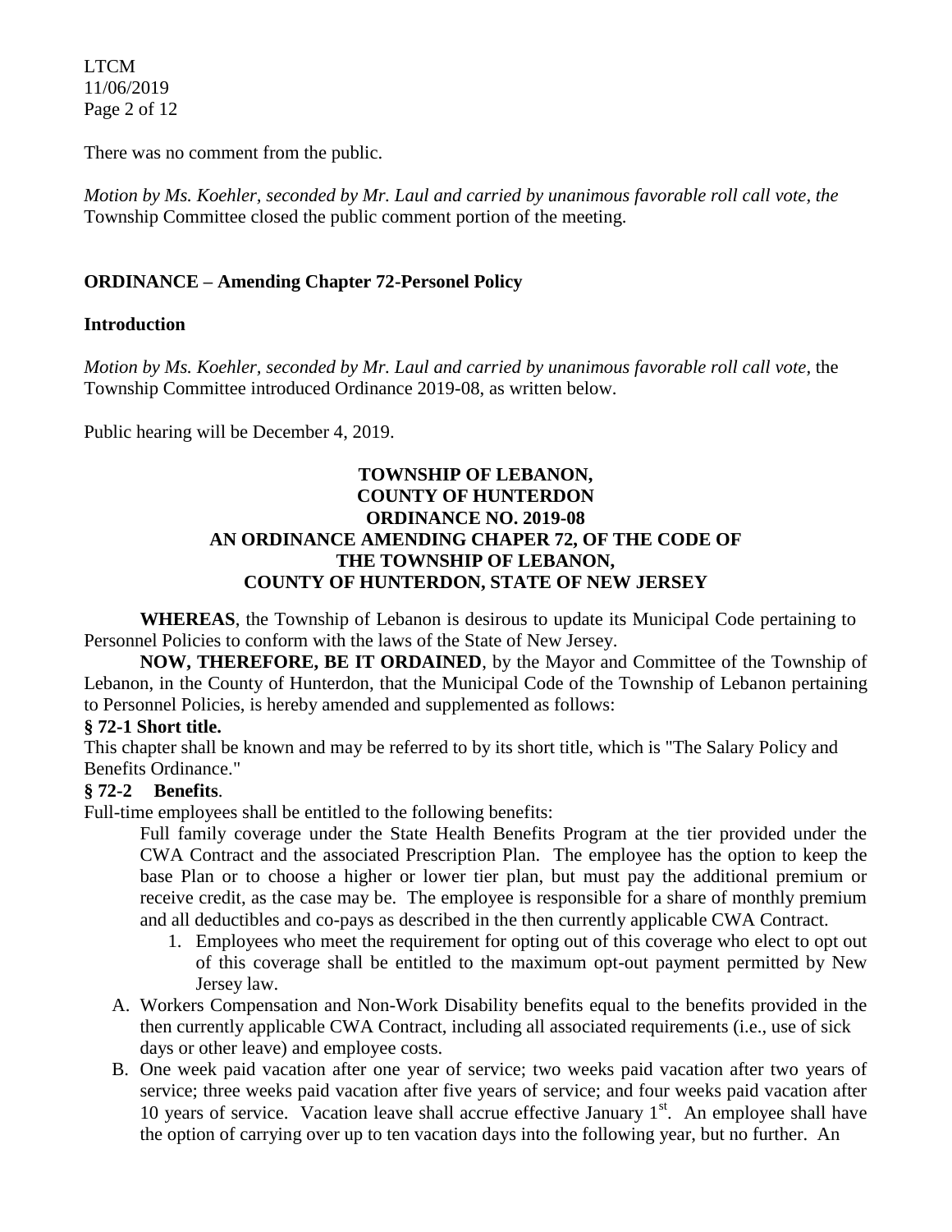There was no comment from the public.

*Motion by Ms. Koehler, seconded by Mr. Laul and carried by unanimous favorable roll call vote, the* Township Committee closed the public comment portion of the meeting.

**ORDINANCE – Amending Chapter 72-Personel Policy**

**Introduction**

*Motion by Ms. Koehler, seconded by Mr. Laul and carried by unanimous favorable roll call vote,* the Township Committee introduced Ordinance 2019-08, as written below.

Public hearing will be December 4, 2019.

**TOWNSHIP OF LEBANON,**
**COUNTY OF HUNTERDON**
**ORDINANCE NO. 2019-08**
**AN ORDINANCE AMENDING CHAPER 72, OF THE CODE OF THE TOWNSHIP OF LEBANON,**
**COUNTY OF HUNTERDON, STATE OF NEW JERSEY**

**WHEREAS**, the Township of Lebanon is desirous to update its Municipal Code pertaining to Personnel Policies to conform with the laws of the State of New Jersey.

**NOW, THEREFORE, BE IT ORDAINED**, by the Mayor and Committee of the Township of Lebanon, in the County of Hunterdon, that the Municipal Code of the Township of Lebanon pertaining to Personnel Policies, is hereby amended and supplemented as follows:

**§ 72-1 Short title.**

This chapter shall be known and may be referred to by its short title, which is "The Salary Policy and Benefits Ordinance."

**§ 72-2 Benefits**.

Full-time employees shall be entitled to the following benefits:

Full family coverage under the State Health Benefits Program at the tier provided under the CWA Contract and the associated Prescription Plan. The employee has the option to keep the base Plan or to choose a higher or lower tier plan, but must pay the additional premium or receive credit, as the case may be. The employee is responsible for a share of monthly premium and all deductibles and co-pays as described in the then currently applicable CWA Contract.

1. Employees who meet the requirement for opting out of this coverage who elect to opt out of this coverage shall be entitled to the maximum opt-out payment permitted by New Jersey law.

A. Workers Compensation and Non-Work Disability benefits equal to the benefits provided in the then currently applicable CWA Contract, including all associated requirements (i.e., use of sick days or other leave) and employee costs.

B. One week paid vacation after one year of service; two weeks paid vacation after two years of service; three weeks paid vacation after five years of service; and four weeks paid vacation after 10 years of service. Vacation leave shall accrue effective January 1st. An employee shall have the option of carrying over up to ten vacation days into the following year, but no further. An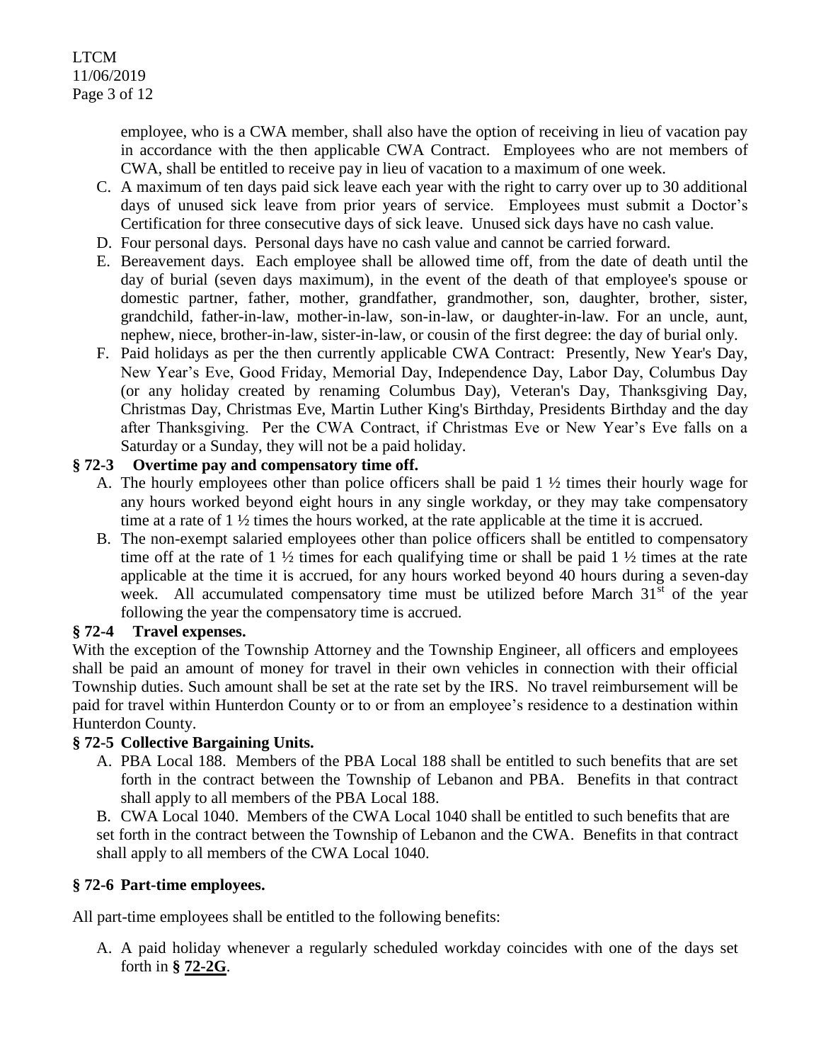employee, who is a CWA member, shall also have the option of receiving in lieu of vacation pay in accordance with the then applicable CWA Contract. Employees who are not members of CWA, shall be entitled to receive pay in lieu of vacation to a maximum of one week.

C. A maximum of ten days paid sick leave each year with the right to carry over up to 30 additional days of unused sick leave from prior years of service. Employees must submit a Doctor's Certification for three consecutive days of sick leave. Unused sick days have no cash value.

D. Four personal days. Personal days have no cash value and cannot be carried forward.

E. Bereavement days. Each employee shall be allowed time off, from the date of death until the day of burial (seven days maximum), in the event of the death of that employee's spouse or domestic partner, father, mother, grandfather, grandmother, son, daughter, brother, sister, grandchild, father-in-law, mother-in-law, son-in-law, or daughter-in-law. For an uncle, aunt, nephew, niece, brother-in-law, sister-in-law, or cousin of the first degree: the day of burial only.

F. Paid holidays as per the then currently applicable CWA Contract: Presently, New Year's Day, New Year's Eve, Good Friday, Memorial Day, Independence Day, Labor Day, Columbus Day (or any holiday created by renaming Columbus Day), Veteran's Day, Thanksgiving Day, Christmas Day, Christmas Eve, Martin Luther King's Birthday, Presidents Birthday and the day after Thanksgiving. Per the CWA Contract, if Christmas Eve or New Year's Eve falls on a Saturday or a Sunday, they will not be a paid holiday.

**§ 72-3 Overtime pay and compensatory time off.**

A. The hourly employees other than police officers shall be paid 1 ½ times their hourly wage for any hours worked beyond eight hours in any single workday, or they may take compensatory time at a rate of 1 ½ times the hours worked, at the rate applicable at the time it is accrued.

B. The non-exempt salaried employees other than police officers shall be entitled to compensatory time off at the rate of 1 ½ times for each qualifying time or shall be paid 1 ½ times at the rate applicable at the time it is accrued, for any hours worked beyond 40 hours during a seven-day week. All accumulated compensatory time must be utilized before March 31st of the year following the year the compensatory time is accrued.

**§ 72-4 Travel expenses.**

With the exception of the Township Attorney and the Township Engineer, all officers and employees shall be paid an amount of money for travel in their own vehicles in connection with their official Township duties. Such amount shall be set at the rate set by the IRS. No travel reimbursement will be paid for travel within Hunterdon County or to or from an employee's residence to a destination within Hunterdon County.

**§ 72-5 Collective Bargaining Units.**

A. PBA Local 188. Members of the PBA Local 188 shall be entitled to such benefits that are set forth in the contract between the Township of Lebanon and PBA. Benefits in that contract shall apply to all members of the PBA Local 188.

B. CWA Local 1040. Members of the CWA Local 1040 shall be entitled to such benefits that are set forth in the contract between the Township of Lebanon and the CWA. Benefits in that contract shall apply to all members of the CWA Local 1040.

**§ 72-6 Part-time employees.**

All part-time employees shall be entitled to the following benefits:

A. A paid holiday whenever a regularly scheduled workday coincides with one of the days set forth in **§ 72-2G**.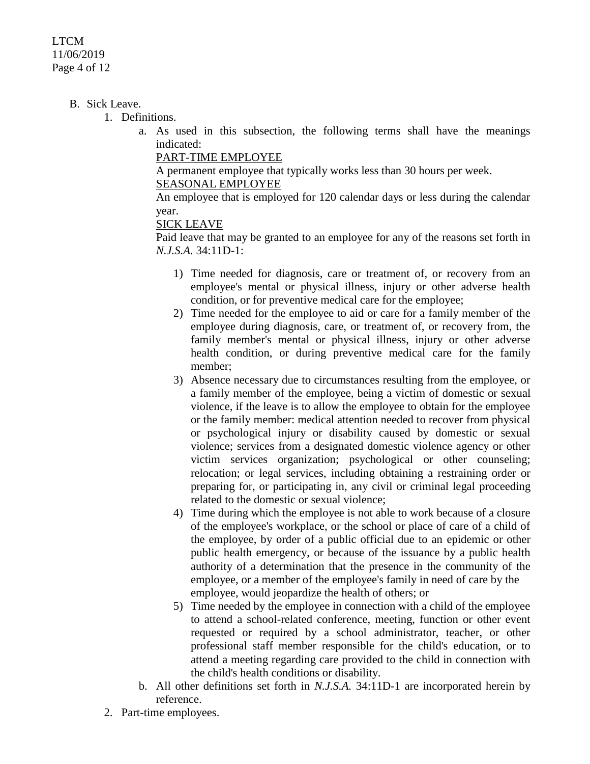B. Sick Leave.

1. Definitions.

    a. As used in this subsection, the following terms shall have the meanings indicated:

    PART-TIME EMPLOYEE

    A permanent employee that typically works less than 30 hours per week.

    SEASONAL EMPLOYEE

    An employee that is employed for 120 calendar days or less during the calendar year.

    SICK LEAVE

    Paid leave that may be granted to an employee for any of the reasons set forth in *N.J.S.A.* 34:11D-1:

    1) Time needed for diagnosis, care or treatment of, or recovery from an employee's mental or physical illness, injury or other adverse health condition, or for preventive medical care for the employee;
    2) Time needed for the employee to aid or care for a family member of the employee during diagnosis, care, or treatment of, or recovery from, the family member's mental or physical illness, injury or other adverse health condition, or during preventive medical care for the family member;
    3) Absence necessary due to circumstances resulting from the employee, or a family member of the employee, being a victim of domestic or sexual violence, if the leave is to allow the employee to obtain for the employee or the family member: medical attention needed to recover from physical or psychological injury or disability caused by domestic or sexual violence; services from a designated domestic violence agency or other victim services organization; psychological or other counseling; relocation; or legal services, including obtaining a restraining order or preparing for, or participating in, any civil or criminal legal proceeding related to the domestic or sexual violence;
    4) Time during which the employee is not able to work because of a closure of the employee's workplace, or the school or place of care of a child of the employee, by order of a public official due to an epidemic or other public health emergency, or because of the issuance by a public health authority of a determination that the presence in the community of the employee, or a member of the employee's family in need of care by the employee, would jeopardize the health of others; or
    5) Time needed by the employee in connection with a child of the employee to attend a school-related conference, meeting, function or other event requested or required by a school administrator, teacher, or other professional staff member responsible for the child's education, or to attend a meeting regarding care provided to the child in connection with the child's health conditions or disability.

    b. All other definitions set forth in *N.J.S.A.* 34:11D-1 are incorporated herein by reference.

2. Part-time employees.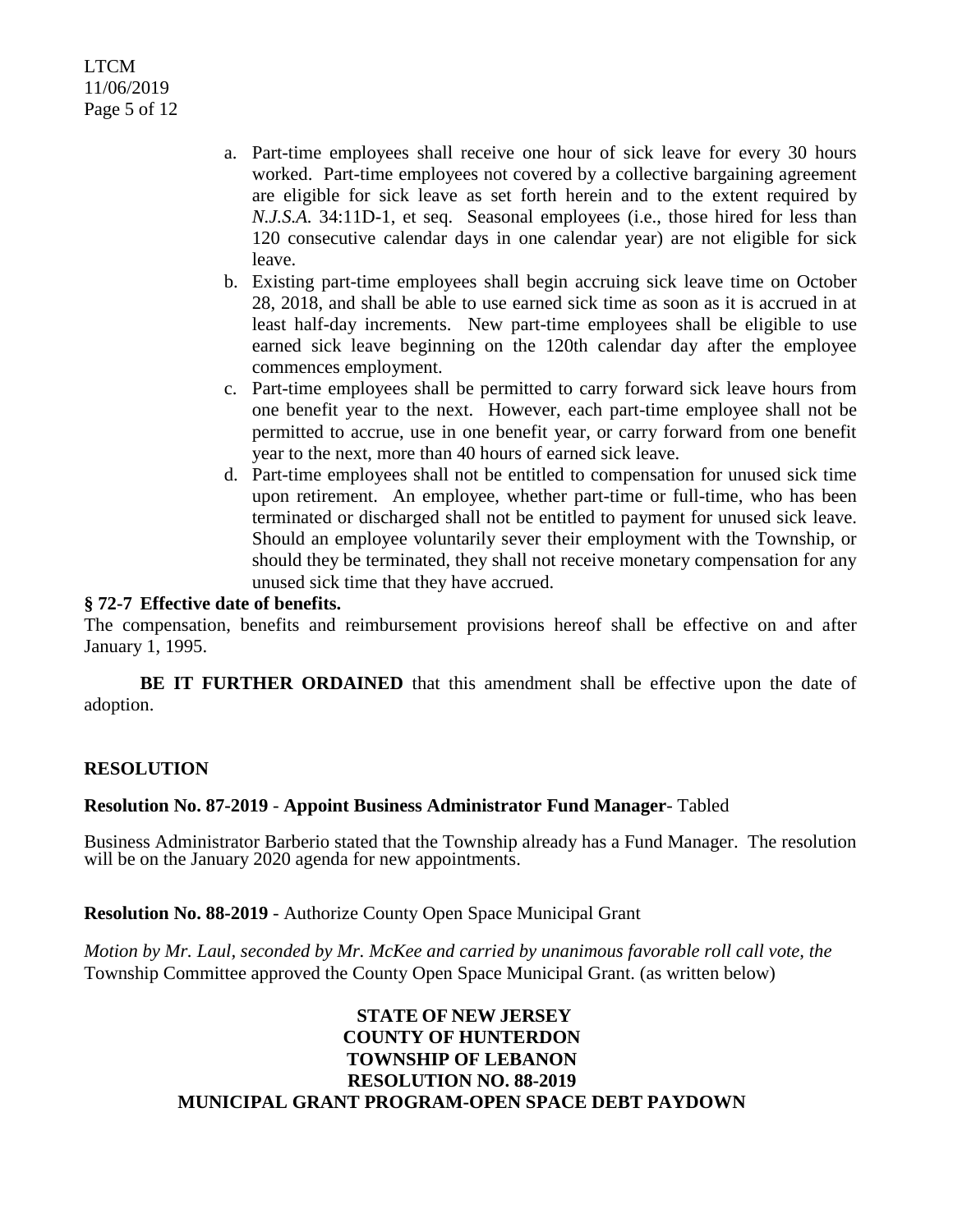a. Part-time employees shall receive one hour of sick leave for every 30 hours worked. Part-time employees not covered by a collective bargaining agreement are eligible for sick leave as set forth herein and to the extent required by *N.J.S.A.* 34:11D-1, et seq. Seasonal employees (i.e., those hired for less than 120 consecutive calendar days in one calendar year) are not eligible for sick leave.
b. Existing part-time employees shall begin accruing sick leave time on October 28, 2018, and shall be able to use earned sick time as soon as it is accrued in at least half-day increments. New part-time employees shall be eligible to use earned sick leave beginning on the 120th calendar day after the employee commences employment.
c. Part-time employees shall be permitted to carry forward sick leave hours from one benefit year to the next. However, each part-time employee shall not be permitted to accrue, use in one benefit year, or carry forward from one benefit year to the next, more than 40 hours of earned sick leave.
d. Part-time employees shall not be entitled to compensation for unused sick time upon retirement. An employee, whether part-time or full-time, who has been terminated or discharged shall not be entitled to payment for unused sick leave. Should an employee voluntarily sever their employment with the Township, or should they be terminated, they shall not receive monetary compensation for any unused sick time that they have accrued.

**§ 72-7 Effective date of benefits.**

The compensation, benefits and reimbursement provisions hereof shall be effective on and after January 1, 1995.

**BE IT FURTHER ORDAINED** that this amendment shall be effective upon the date of adoption.

## RESOLUTION

**Resolution No. 87-2019** - **Appoint Business Administrator Fund Manager**- Tabled

Business Administrator Barberio stated that the Township already has a Fund Manager. The resolution will be on the January 2020 agenda for new appointments.

**Resolution No. 88-2019** - Authorize County Open Space Municipal Grant

*Motion by Mr. Laul, seconded by Mr. McKee and carried by unanimous favorable roll call vote, the* Township Committee approved the County Open Space Municipal Grant. (as written below)

**STATE OF NEW JERSEY**
**COUNTY OF HUNTERDON**
**TOWNSHIP OF LEBANON**
**RESOLUTION NO. 88-2019**
**MUNICIPAL GRANT PROGRAM-OPEN SPACE DEBT PAYDOWN**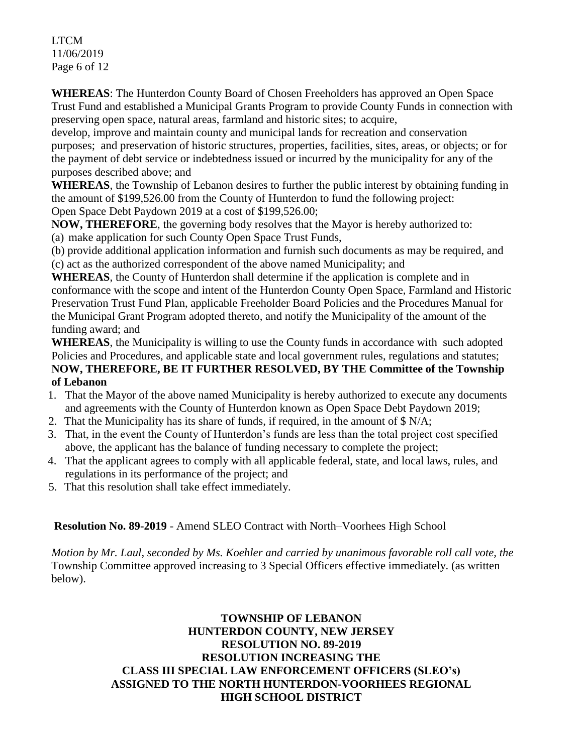**WHEREAS**: The Hunterdon County Board of Chosen Freeholders has approved an Open Space Trust Fund and established a Municipal Grants Program to provide County Funds in connection with preserving open space, natural areas, farmland and historic sites; to acquire, develop, improve and maintain county and municipal lands for recreation and conservation purposes; and preservation of historic structures, properties, facilities, sites, areas, or objects; or for the payment of debt service or indebtedness issued or incurred by the municipality for any of the purposes described above; and

**WHEREAS**, the Township of Lebanon desires to further the public interest by obtaining funding in the amount of $199,526.00 from the County of Hunterdon to fund the following project: Open Space Debt Paydown 2019 at a cost of $199,526.00;

**NOW, THEREFORE**, the governing body resolves that the Mayor is hereby authorized to:

(a) make application for such County Open Space Trust Funds,

(b) provide additional application information and furnish such documents as may be required, and

(c) act as the authorized correspondent of the above named Municipality; and

**WHEREAS**, the County of Hunterdon shall determine if the application is complete and in conformance with the scope and intent of the Hunterdon County Open Space, Farmland and Historic Preservation Trust Fund Plan, applicable Freeholder Board Policies and the Procedures Manual for the Municipal Grant Program adopted thereto, and notify the Municipality of the amount of the funding award; and

**WHEREAS**, the Municipality is willing to use the County funds in accordance with such adopted Policies and Procedures, and applicable state and local government rules, regulations and statutes;

**NOW, THEREFORE, BE IT FURTHER RESOLVED, BY THE Committee of the Township of Lebanon**

1. That the Mayor of the above named Municipality is hereby authorized to execute any documents and agreements with the County of Hunterdon known as Open Space Debt Paydown 2019;
2. That the Municipality has its share of funds, if required, in the amount of $ N/A;
3. That, in the event the County of Hunterdon's funds are less than the total project cost specified above, the applicant has the balance of funding necessary to complete the project;
4. That the applicant agrees to comply with all applicable federal, state, and local laws, rules, and regulations in its performance of the project; and
5. That this resolution shall take effect immediately.

**Resolution No. 89-2019** - Amend SLEO Contract with North–Voorhees High School

*Motion by Mr. Laul, seconded by Ms. Koehler and carried by unanimous favorable roll call vote, the* Township Committee approved increasing to 3 Special Officers effective immediately. (as written below).

**TOWNSHIP OF LEBANON**
**HUNTERDON COUNTY, NEW JERSEY**
**RESOLUTION NO. 89-2019**
**RESOLUTION INCREASING THE**
**CLASS III SPECIAL LAW ENFORCEMENT OFFICERS (SLEO's)**
**ASSIGNED TO THE NORTH HUNTERDON-VOORHEES REGIONAL**
**HIGH SCHOOL DISTRICT**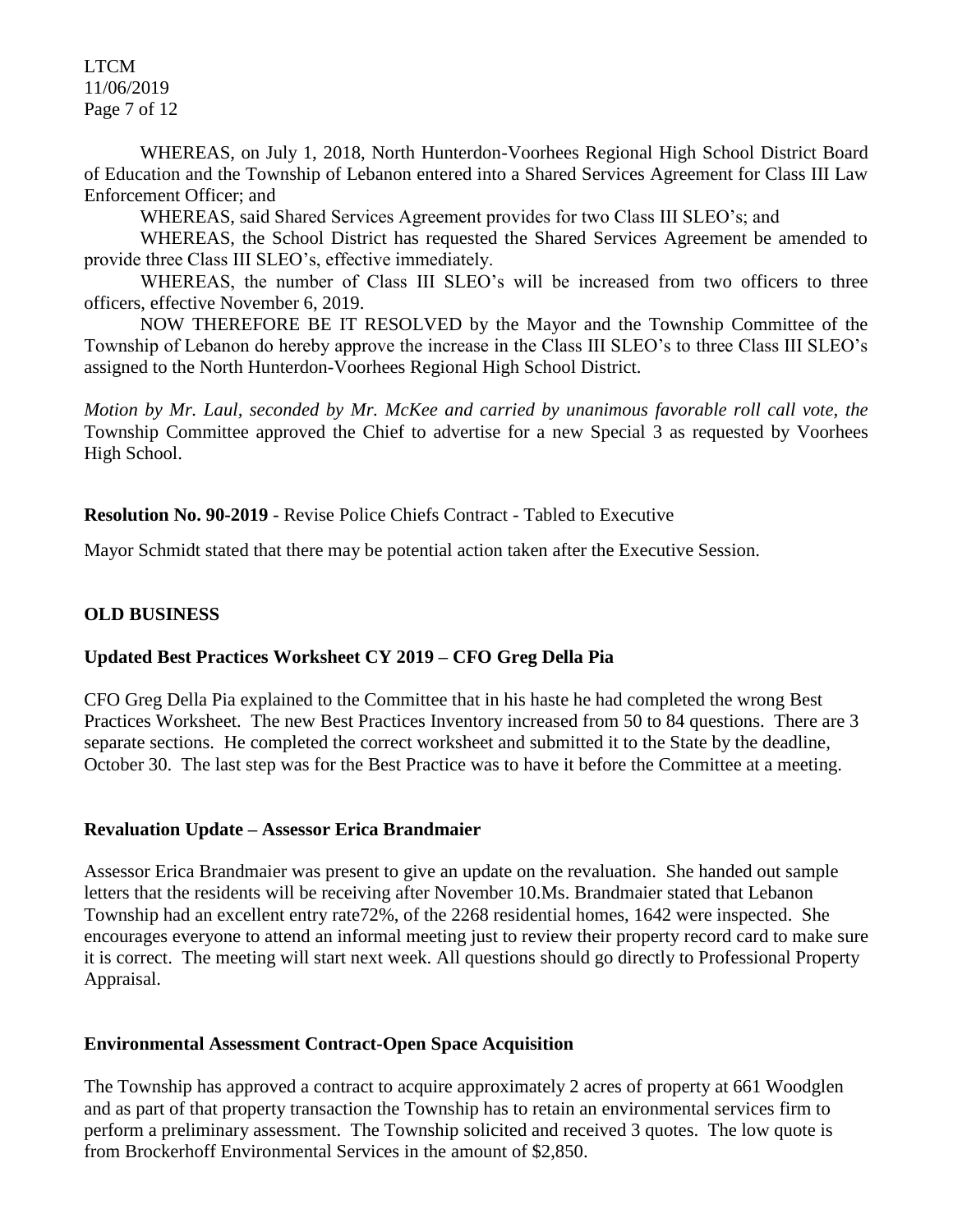WHEREAS, on July 1, 2018, North Hunterdon-Voorhees Regional High School District Board of Education and the Township of Lebanon entered into a Shared Services Agreement for Class III Law Enforcement Officer; and

WHEREAS, said Shared Services Agreement provides for two Class III SLEO's; and

WHEREAS, the School District has requested the Shared Services Agreement be amended to provide three Class III SLEO's, effective immediately.

WHEREAS, the number of Class III SLEO's will be increased from two officers to three officers, effective November 6, 2019.

NOW THEREFORE BE IT RESOLVED by the Mayor and the Township Committee of the Township of Lebanon do hereby approve the increase in the Class III SLEO's to three Class III SLEO's assigned to the North Hunterdon-Voorhees Regional High School District.

*Motion by Mr. Laul, seconded by Mr. McKee and carried by unanimous favorable roll call vote, the* Township Committee approved the Chief to advertise for a new Special 3 as requested by Voorhees High School.

**Resolution No. 90-2019 -** Revise Police Chiefs Contract - Tabled to Executive

Mayor Schmidt stated that there may be potential action taken after the Executive Session.

## OLD BUSINESS

### Updated Best Practices Worksheet CY 2019 – CFO Greg Della Pia

CFO Greg Della Pia explained to the Committee that in his haste he had completed the wrong Best Practices Worksheet. The new Best Practices Inventory increased from 50 to 84 questions. There are 3 separate sections. He completed the correct worksheet and submitted it to the State by the deadline, October 30. The last step was for the Best Practice was to have it before the Committee at a meeting.

### Revaluation Update – Assessor Erica Brandmaier

Assessor Erica Brandmaier was present to give an update on the revaluation. She handed out sample letters that the residents will be receiving after November 10.Ms. Brandmaier stated that Lebanon Township had an excellent entry rate72%, of the 2268 residential homes, 1642 were inspected. She encourages everyone to attend an informal meeting just to review their property record card to make sure it is correct. The meeting will start next week. All questions should go directly to Professional Property Appraisal.

### Environmental Assessment Contract-Open Space Acquisition

The Township has approved a contract to acquire approximately 2 acres of property at 661 Woodglen and as part of that property transaction the Township has to retain an environmental services firm to perform a preliminary assessment. The Township solicited and received 3 quotes. The low quote is from Brockerhoff Environmental Services in the amount of $2,850.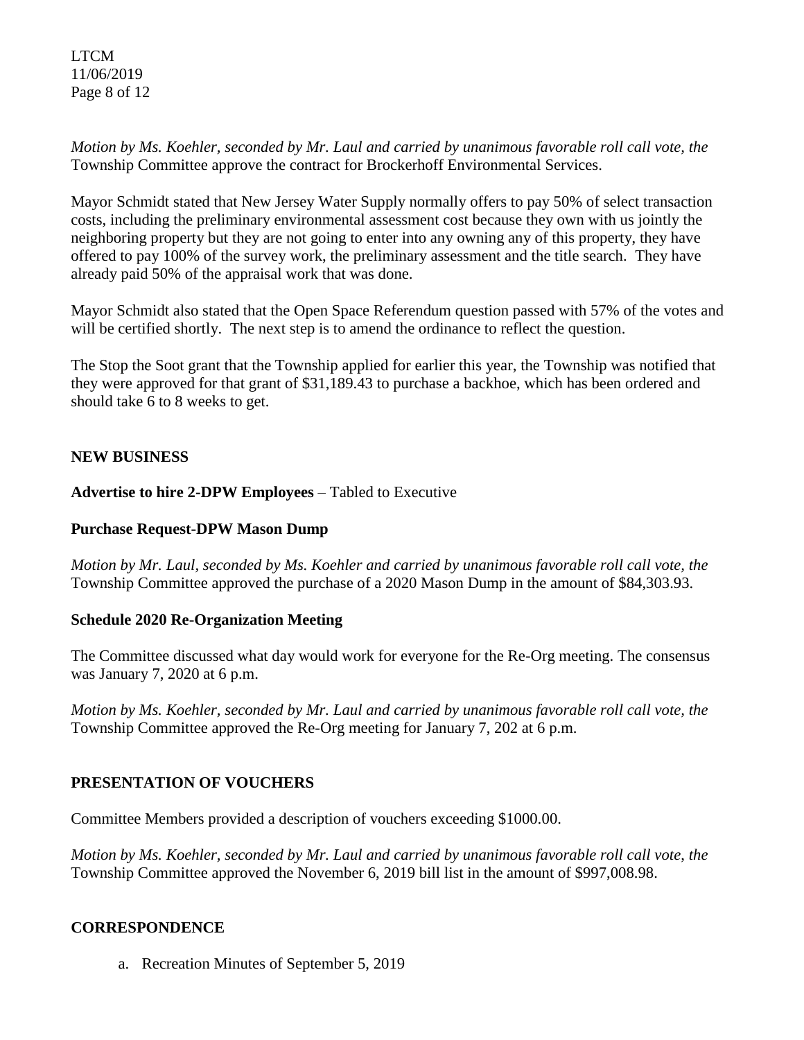*Motion by Ms. Koehler, seconded by Mr. Laul and carried by unanimous favorable roll call vote, the* Township Committee approve the contract for Brockerhoff Environmental Services.

Mayor Schmidt stated that New Jersey Water Supply normally offers to pay 50% of select transaction costs, including the preliminary environmental assessment cost because they own with us jointly the neighboring property but they are not going to enter into any owning any of this property, they have offered to pay 100% of the survey work, the preliminary assessment and the title search. They have already paid 50% of the appraisal work that was done.

Mayor Schmidt also stated that the Open Space Referendum question passed with 57% of the votes and will be certified shortly. The next step is to amend the ordinance to reflect the question.

The Stop the Soot grant that the Township applied for earlier this year, the Township was notified that they were approved for that grant of $31,189.43 to purchase a backhoe, which has been ordered and should take 6 to 8 weeks to get.

## NEW BUSINESS

**Advertise to hire 2-DPW Employees** – Tabled to Executive

**Purchase Request-DPW Mason Dump**

*Motion by Mr. Laul, seconded by Ms. Koehler and carried by unanimous favorable roll call vote, the* Township Committee approved the purchase of a 2020 Mason Dump in the amount of $84,303.93.

**Schedule 2020 Re-Organization Meeting**

The Committee discussed what day would work for everyone for the Re-Org meeting. The consensus was January 7, 2020 at 6 p.m.

*Motion by Ms. Koehler, seconded by Mr. Laul and carried by unanimous favorable roll call vote, the* Township Committee approved the Re-Org meeting for January 7, 202 at 6 p.m.

## PRESENTATION OF VOUCHERS

Committee Members provided a description of vouchers exceeding $1000.00.

*Motion by Ms. Koehler, seconded by Mr. Laul and carried by unanimous favorable roll call vote, the* Township Committee approved the November 6, 2019 bill list in the amount of $997,008.98.

## CORRESPONDENCE

a. Recreation Minutes of September 5, 2019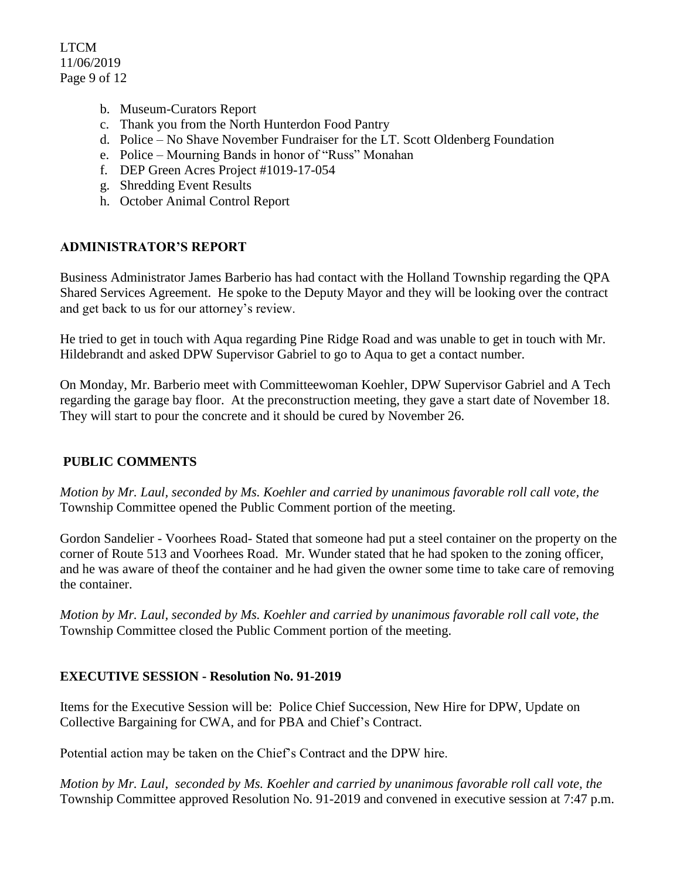b. Museum-Curators Report
c. Thank you from the North Hunterdon Food Pantry
d. Police – No Shave November Fundraiser for the LT. Scott Oldenberg Foundation
e. Police – Mourning Bands in honor of "Russ" Monahan
f. DEP Green Acres Project #1019-17-054
g. Shredding Event Results
h. October Animal Control Report

## ADMINISTRATOR'S REPORT

Business Administrator James Barberio has had contact with the Holland Township regarding the QPA Shared Services Agreement. He spoke to the Deputy Mayor and they will be looking over the contract and get back to us for our attorney's review.

He tried to get in touch with Aqua regarding Pine Ridge Road and was unable to get in touch with Mr. Hildebrandt and asked DPW Supervisor Gabriel to go to Aqua to get a contact number.

On Monday, Mr. Barberio meet with Committeewoman Koehler, DPW Supervisor Gabriel and A Tech regarding the garage bay floor. At the preconstruction meeting, they gave a start date of November 18. They will start to pour the concrete and it should be cured by November 26.

## PUBLIC COMMENTS

*Motion by Mr. Laul, seconded by Ms. Koehler and carried by unanimous favorable roll call vote, the* Township Committee opened the Public Comment portion of the meeting.

Gordon Sandelier - Voorhees Road- Stated that someone had put a steel container on the property on the corner of Route 513 and Voorhees Road. Mr. Wunder stated that he had spoken to the zoning officer, and he was aware of theof the container and he had given the owner some time to take care of removing the container.

*Motion by Mr. Laul, seconded by Ms. Koehler and carried by unanimous favorable roll call vote, the* Township Committee closed the Public Comment portion of the meeting.

## EXECUTIVE SESSION - Resolution No. 91-2019

Items for the Executive Session will be: Police Chief Succession, New Hire for DPW, Update on Collective Bargaining for CWA, and for PBA and Chief's Contract.

Potential action may be taken on the Chief's Contract and the DPW hire.

*Motion by Mr. Laul, seconded by Ms. Koehler and carried by unanimous favorable roll call vote, the* Township Committee approved Resolution No. 91-2019 and convened in executive session at 7:47 p.m.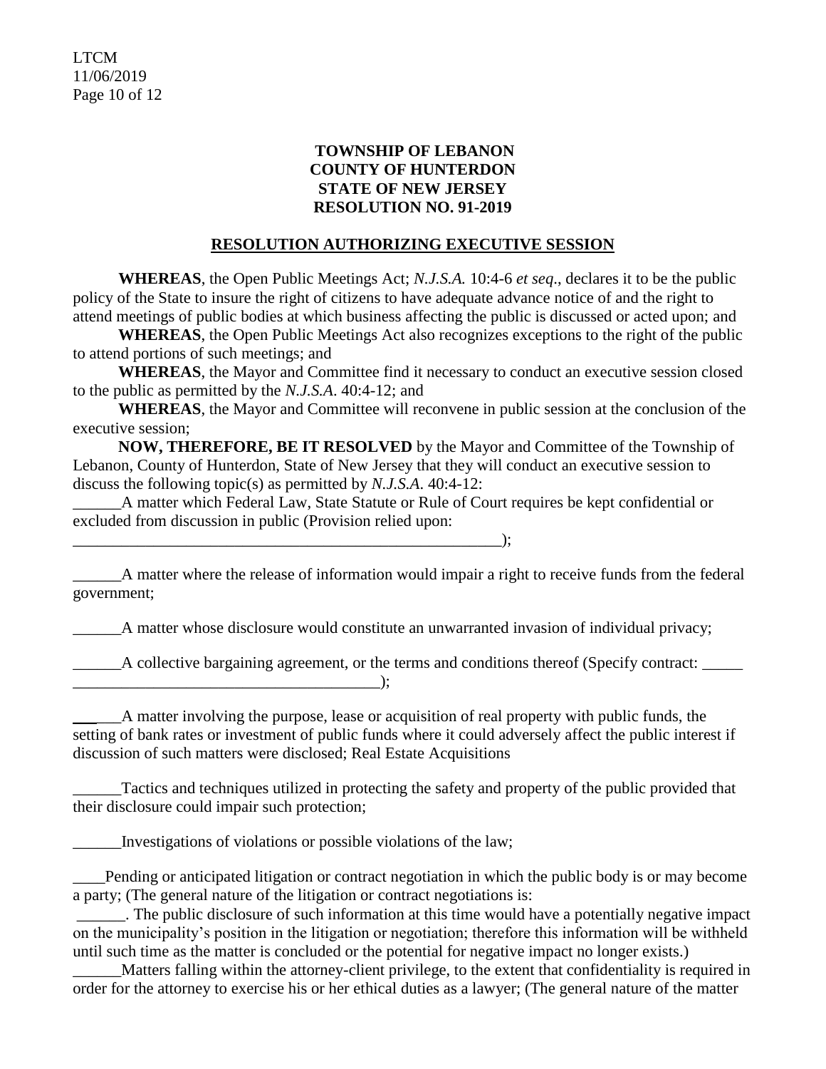**TOWNSHIP OF LEBANON**
**COUNTY OF HUNTERDON**
**STATE OF NEW JERSEY**
**RESOLUTION NO. 91-2019**

**RESOLUTION AUTHORIZING EXECUTIVE SESSION**

**WHEREAS**, the Open Public Meetings Act; *N.J.S.A.* 10:4-6 *et seq*., declares it to be the public policy of the State to insure the right of citizens to have adequate advance notice of and the right to attend meetings of public bodies at which business affecting the public is discussed or acted upon; and

**WHEREAS**, the Open Public Meetings Act also recognizes exceptions to the right of the public to attend portions of such meetings; and

**WHEREAS**, the Mayor and Committee find it necessary to conduct an executive session closed to the public as permitted by the *N.J.S.A*. 40:4-12; and

**WHEREAS**, the Mayor and Committee will reconvene in public session at the conclusion of the executive session;

**NOW, THEREFORE, BE IT RESOLVED** by the Mayor and Committee of the Township of Lebanon, County of Hunterdon, State of New Jersey that they will conduct an executive session to discuss the following topic(s) as permitted by *N.J.S.A*. 40:4-12:

______A matter which Federal Law, State Statute or Rule of Court requires be kept confidential or excluded from discussion in public (Provision relied upon: ________________________________________________________);

______A matter where the release of information would impair a right to receive funds from the federal government;

______A matter whose disclosure would constitute an unwarranted invasion of individual privacy;

______A collective bargaining agreement, or the terms and conditions thereof (Specify contract: _____ _______________________________________);

______A matter involving the purpose, lease or acquisition of real property with public funds, the setting of bank rates or investment of public funds where it could adversely affect the public interest if discussion of such matters were disclosed; Real Estate Acquisitions

______Tactics and techniques utilized in protecting the safety and property of the public provided that their disclosure could impair such protection;

______Investigations of violations or possible violations of the law;

____Pending or anticipated litigation or contract negotiation in which the public body is or may become a party; (The general nature of the litigation or contract negotiations is: ______. The public disclosure of such information at this time would have a potentially negative impact on the municipality's position in the litigation or negotiation; therefore this information will be withheld until such time as the matter is concluded or the potential for negative impact no longer exists.)

______Matters falling within the attorney-client privilege, to the extent that confidentiality is required in order for the attorney to exercise his or her ethical duties as a lawyer; (The general nature of the matter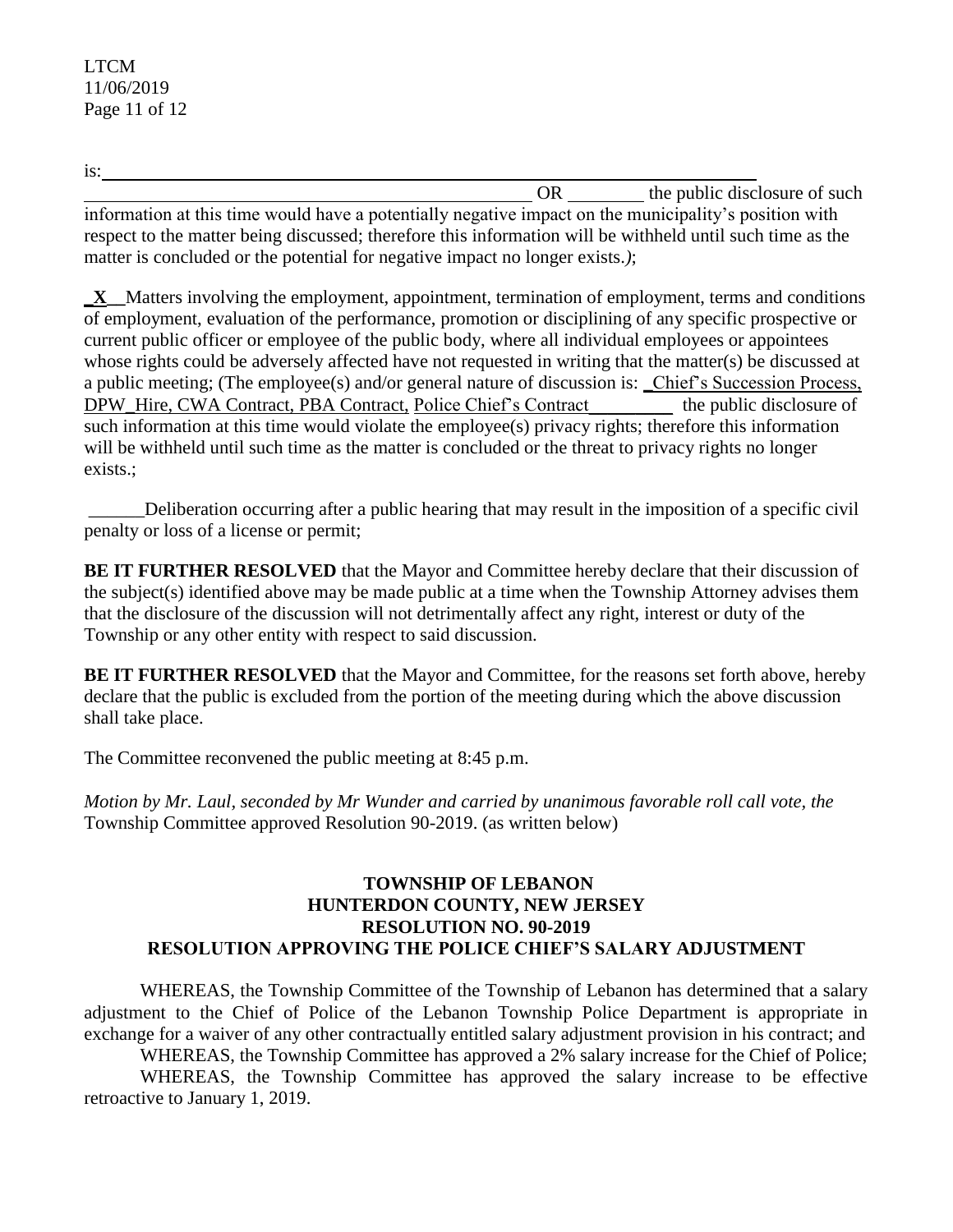is: ________________________________________________________________________________
__________________________________________________ OR ________ the public disclosure of such information at this time would have a potentially negative impact on the municipality's position with respect to the matter being discussed; therefore this information will be withheld until such time as the matter is concluded or the potential for negative impact no longer exists.*)*;

_**X**__Matters involving the employment, appointment, termination of employment, terms and conditions of employment, evaluation of the performance, promotion or disciplining of any specific prospective or current public officer or employee of the public body, where all individual employees or appointees whose rights could be adversely affected have not requested in writing that the matter(s) be discussed at a public meeting; (The employee(s) and/or general nature of discussion is: _Chief's Succession Process, DPW_Hire, CWA Contract, PBA Contract, Police Chief's Contract_________ the public disclosure of such information at this time would violate the employee(s) privacy rights; therefore this information will be withheld until such time as the matter is concluded or the threat to privacy rights no longer exists.;

______Deliberation occurring after a public hearing that may result in the imposition of a specific civil penalty or loss of a license or permit;

**BE IT FURTHER RESOLVED** that the Mayor and Committee hereby declare that their discussion of the subject(s) identified above may be made public at a time when the Township Attorney advises them that the disclosure of the discussion will not detrimentally affect any right, interest or duty of the Township or any other entity with respect to said discussion.

**BE IT FURTHER RESOLVED** that the Mayor and Committee, for the reasons set forth above, hereby declare that the public is excluded from the portion of the meeting during which the above discussion shall take place.

The Committee reconvened the public meeting at 8:45 p.m.

*Motion by Mr. Laul, seconded by Mr Wunder and carried by unanimous favorable roll call vote, the* Township Committee approved Resolution 90-2019. (as written below)

**TOWNSHIP OF LEBANON**
**HUNTERDON COUNTY, NEW JERSEY**
**RESOLUTION NO. 90-2019**
**RESOLUTION APPROVING THE POLICE CHIEF'S SALARY ADJUSTMENT**

WHEREAS, the Township Committee of the Township of Lebanon has determined that a salary adjustment to the Chief of Police of the Lebanon Township Police Department is appropriate in exchange for a waiver of any other contractually entitled salary adjustment provision in his contract; and

WHEREAS, the Township Committee has approved a 2% salary increase for the Chief of Police;

WHEREAS, the Township Committee has approved the salary increase to be effective retroactive to January 1, 2019.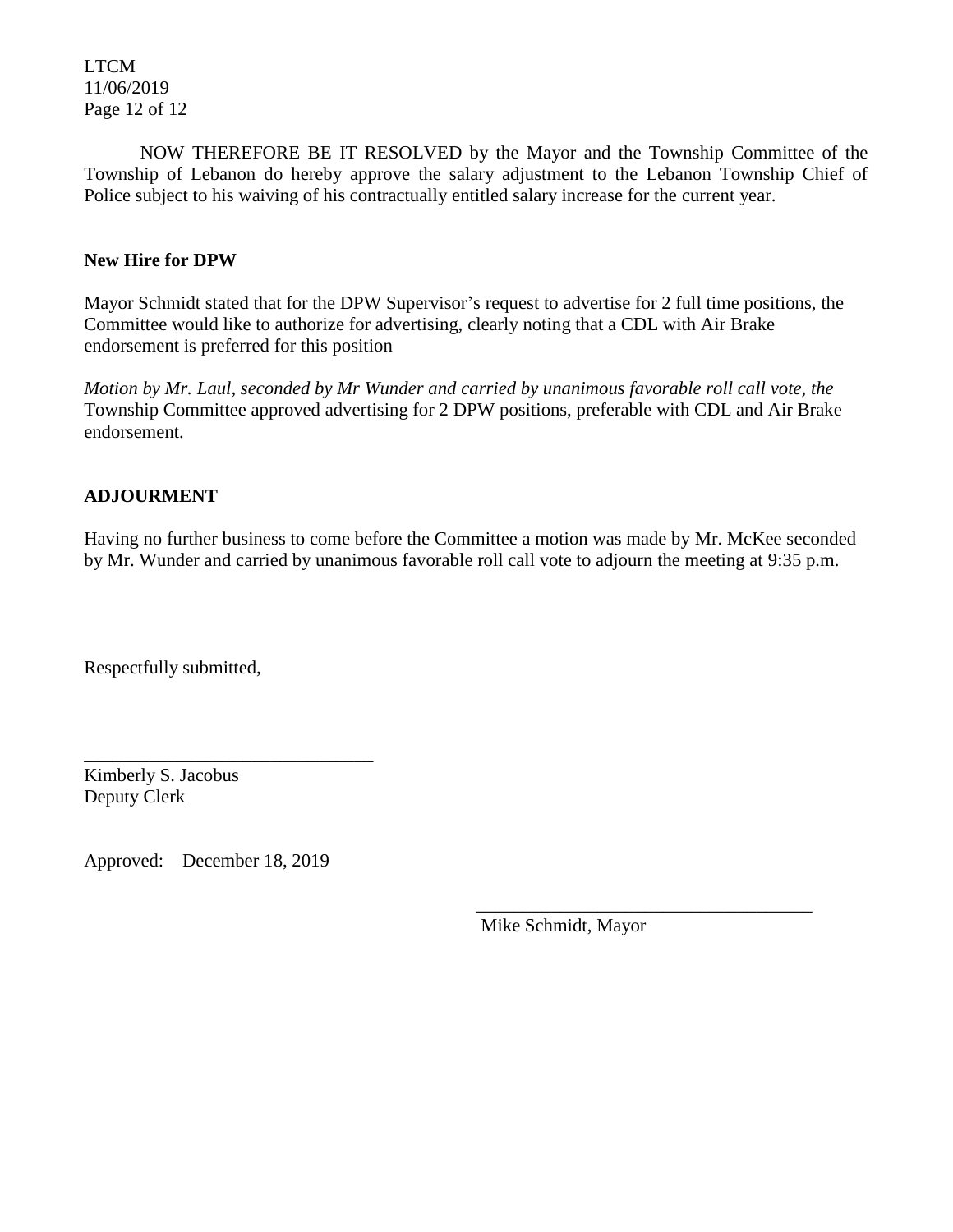NOW THEREFORE BE IT RESOLVED by the Mayor and the Township Committee of the Township of Lebanon do hereby approve the salary adjustment to the Lebanon Township Chief of Police subject to his waiving of his contractually entitled salary increase for the current year.

**New Hire for DPW**

Mayor Schmidt stated that for the DPW Supervisor's request to advertise for 2 full time positions, the Committee would like to authorize for advertising, clearly noting that a CDL with Air Brake endorsement is preferred for this position

*Motion by Mr. Laul, seconded by Mr Wunder and carried by unanimous favorable roll call vote, the* Township Committee approved advertising for 2 DPW positions, preferable with CDL and Air Brake endorsement.

**ADJOURMENT**

Having no further business to come before the Committee a motion was made by Mr. McKee seconded by Mr. Wunder and carried by unanimous favorable roll call vote to adjourn the meeting at 9:35 p.m.

Respectfully submitted,

\_\_\_\_\_\_\_\_\_\_\_\_\_\_\_\_\_\_\_\_\_\_\_\_\_\_\_\_\_\_\_\_

Kimberly S. Jacobus
Deputy Clerk

Approved: December 18, 2019

\_\_\_\_\_\_\_\_\_\_\_\_\_\_\_\_\_\_\_\_\_\_\_\_\_\_\_\_\_\_\_\_\_\_\_\_\_\_

Mike Schmidt, Mayor